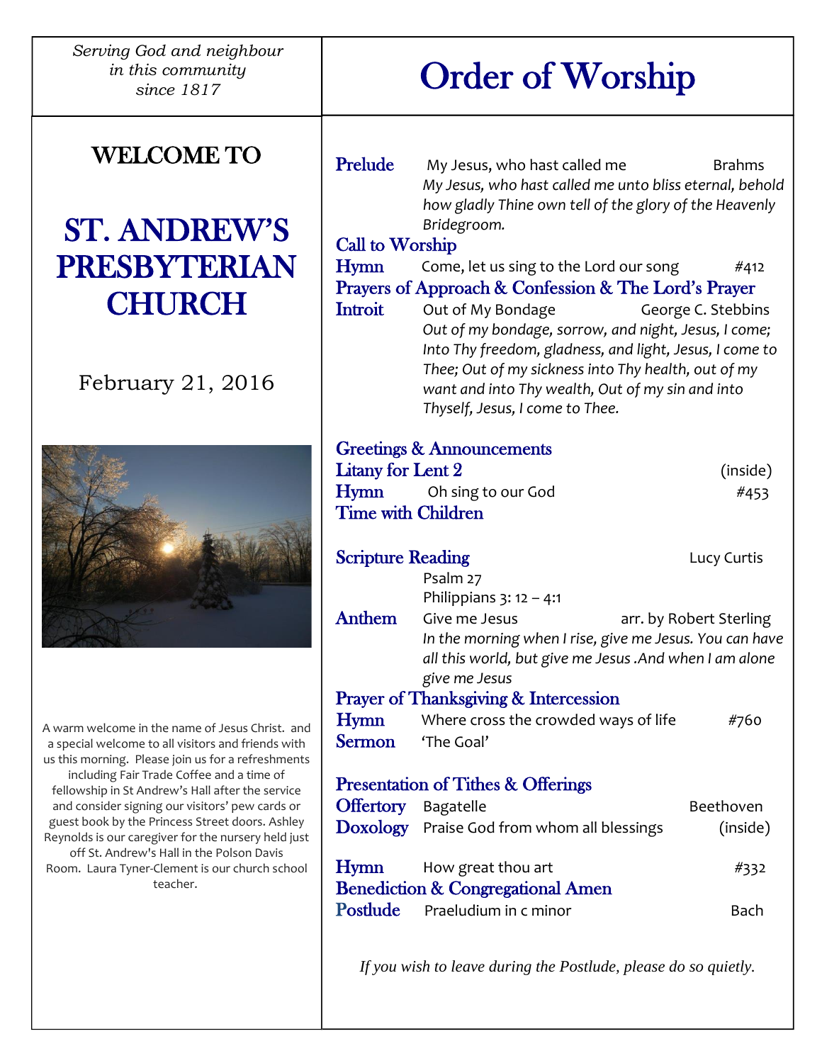*Serving God and neighbour in this community since 1817*

# WELCOME TO

# ST. ANDREW'S PRESBYTERIAN CHURCH

February 21, 2016

A warm welcome in the name of Jesus Christ. and a special welcome to all visitors and friends with us this morning. Please join us for a refreshments including Fair Trade Coffee and a time of fellowship in St Andrew's Hall after the service and consider signing our visitors' pew cards or guest book by the Princess Street doors. Ashley Reynolds is our caregiver for the nursery held just off St. Andrew's Hall in the Polson Davis Room. Laura Tyner-Clement is our church school teacher.

# Order of Worship

**Prelude** My Jesus, who hast called me — Brahms
*My Jesus, who hast called me unto bliss eternal, behold how gladly Thine own tell of the glory of the Heavenly Bridegroom.*

**Call to Worship**

**Hymn** Come, let us sing to the Lord our song — #412

**Prayers of Approach & Confession & The Lord's Prayer**

**Introit** Out of My Bondage — George C. Stebbins
*Out of my bondage, sorrow, and night, Jesus, I come; Into Thy freedom, gladness, and light, Jesus, I come to Thee; Out of my sickness into Thy health, out of my want and into Thy wealth, Out of my sin and into Thyself, Jesus, I come to Thee.*

**Greetings & Announcements**

**Litany for Lent 2** (inside)

**Hymn** Oh sing to our God — #453

**Time with Children**

**Scripture Reading** — Lucy Curtis
Psalm 27
Philippians 3: 12 – 4:1

**Anthem** Give me Jesus — arr. by Robert Sterling
*In the morning when I rise, give me Jesus. You can have all this world, but give me Jesus .And when I am alone give me Jesus*

**Prayer of Thanksgiving & Intercession**

**Hymn** Where cross the crowded ways of life — #760

**Sermon** 'The Goal'

**Presentation of Tithes & Offerings**

**Offertory** Bagatelle — Beethoven

**Doxology** Praise God from whom all blessings — (inside)

**Hymn** How great thou art — #332

**Benediction & Congregational Amen**

**Postlude** Praeludium in c minor — Bach

*If you wish to leave during the Postlude, please do so quietly.*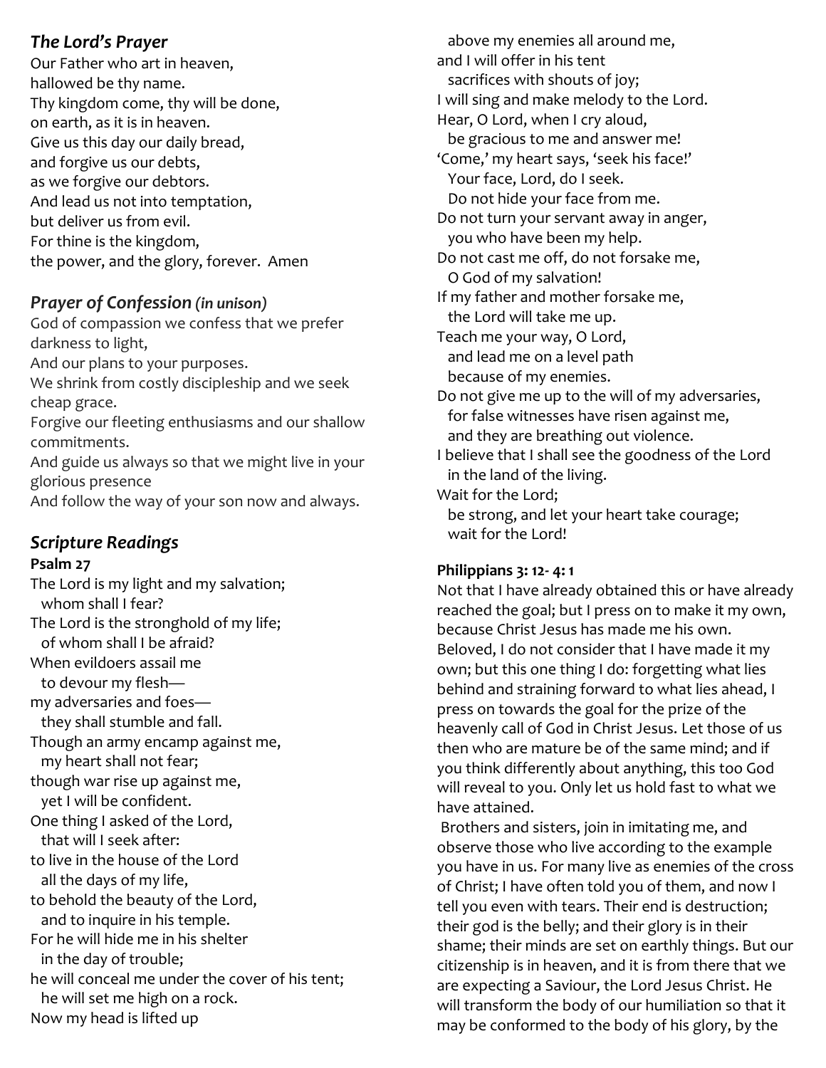## *The Lord's Prayer*

Our Father who art in heaven,
hallowed be thy name.
Thy kingdom come, thy will be done,
on earth, as it is in heaven.
Give us this day our daily bread,
and forgive us our debts,
as we forgive our debtors.
And lead us not into temptation,
but deliver us from evil.
For thine is the kingdom,
the power, and the glory, forever. Amen

## *Prayer of Confession (in unison)*

God of compassion we confess that we prefer darkness to light,
And our plans to your purposes.
We shrink from costly discipleship and we seek cheap grace.
Forgive our fleeting enthusiasms and our shallow commitments.
And guide us always so that we might live in your glorious presence
And follow the way of your son now and always.

## *Scripture Readings*

**Psalm 27**

The Lord is my light and my salvation;
  whom shall I fear?
The Lord is the stronghold of my life;
  of whom shall I be afraid?
When evildoers assail me
  to devour my flesh—
my adversaries and foes—
  they shall stumble and fall.
Though an army encamp against me,
  my heart shall not fear;
though war rise up against me,
  yet I will be confident.
One thing I asked of the Lord,
  that will I seek after:
to live in the house of the Lord
  all the days of my life,
to behold the beauty of the Lord,
  and to inquire in his temple.
For he will hide me in his shelter
  in the day of trouble;
he will conceal me under the cover of his tent;
  he will set me high on a rock.
Now my head is lifted up
  above my enemies all around me,
and I will offer in his tent
  sacrifices with shouts of joy;
I will sing and make melody to the Lord.
Hear, O Lord, when I cry aloud,
  be gracious to me and answer me!
'Come,' my heart says, 'seek his face!'
  Your face, Lord, do I seek.
  Do not hide your face from me.
Do not turn your servant away in anger,
  you who have been my help.
Do not cast me off, do not forsake me,
  O God of my salvation!
If my father and mother forsake me,
  the Lord will take me up.
Teach me your way, O Lord,
  and lead me on a level path
  because of my enemies.
Do not give me up to the will of my adversaries,
  for false witnesses have risen against me,
  and they are breathing out violence.
I believe that I shall see the goodness of the Lord
  in the land of the living.
Wait for the Lord;
  be strong, and let your heart take courage;
  wait for the Lord!

**Philippians 3: 12- 4: 1**

Not that I have already obtained this or have already reached the goal; but I press on to make it my own, because Christ Jesus has made me his own. Beloved, I do not consider that I have made it my own; but this one thing I do: forgetting what lies behind and straining forward to what lies ahead, I press on towards the goal for the prize of the heavenly call of God in Christ Jesus. Let those of us then who are mature be of the same mind; and if you think differently about anything, this too God will reveal to you. Only let us hold fast to what we have attained.

Brothers and sisters, join in imitating me, and observe those who live according to the example you have in us. For many live as enemies of the cross of Christ; I have often told you of them, and now I tell you even with tears. Their end is destruction; their god is the belly; and their glory is in their shame; their minds are set on earthly things. But our citizenship is in heaven, and it is from there that we are expecting a Saviour, the Lord Jesus Christ. He will transform the body of our humiliation so that it may be conformed to the body of his glory, by the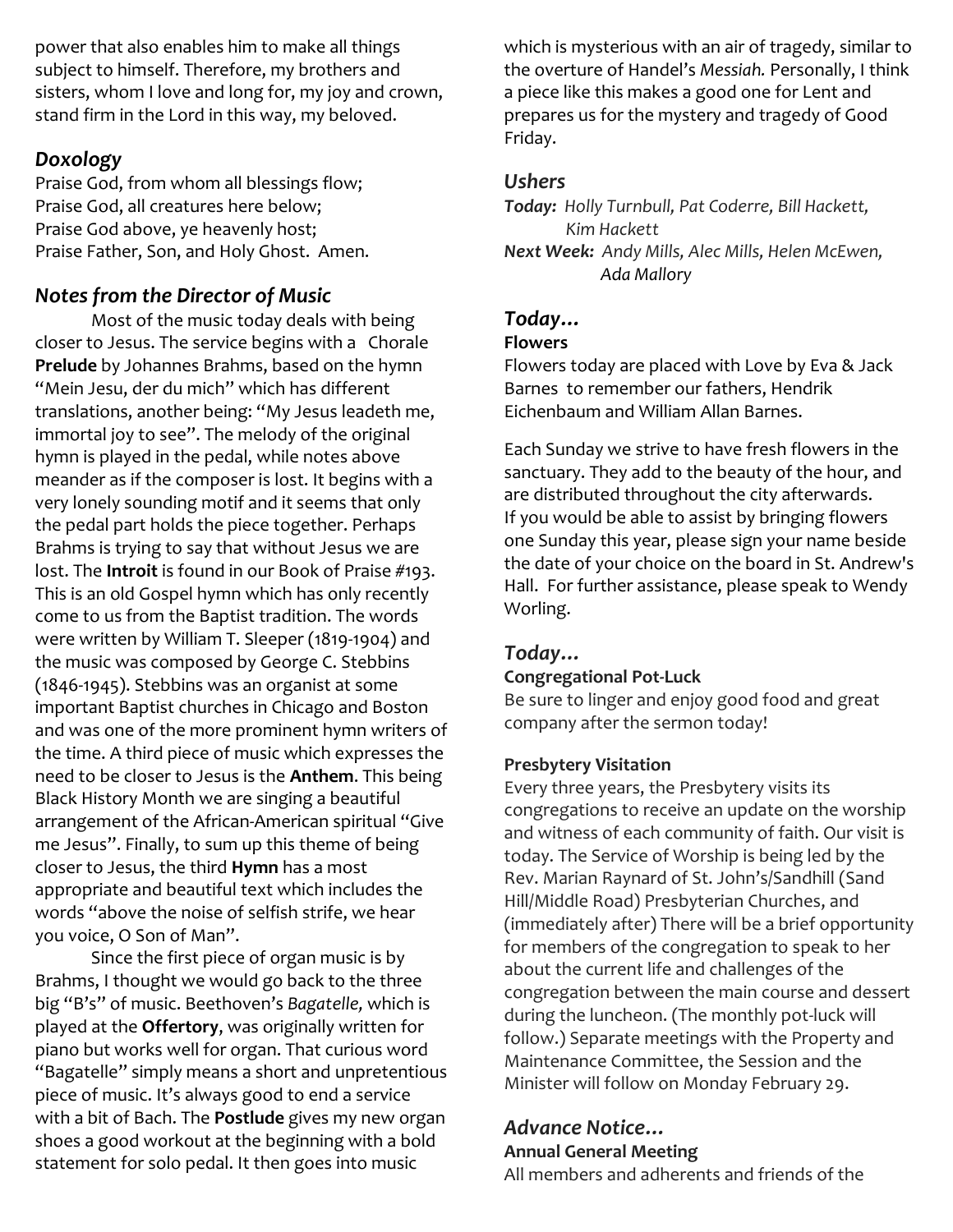power that also enables him to make all things subject to himself. Therefore, my brothers and sisters, whom I love and long for, my joy and crown, stand firm in the Lord in this way, my beloved.

### *Doxology*

Praise God, from whom all blessings flow;
Praise God, all creatures here below;
Praise God above, ye heavenly host;
Praise Father, Son, and Holy Ghost. Amen.

### *Notes from the Director of Music*

Most of the music today deals with being closer to Jesus. The service begins with a Chorale **Prelude** by Johannes Brahms, based on the hymn "Mein Jesu, der du mich" which has different translations, another being: "My Jesus leadeth me, immortal joy to see". The melody of the original hymn is played in the pedal, while notes above meander as if the composer is lost. It begins with a very lonely sounding motif and it seems that only the pedal part holds the piece together. Perhaps Brahms is trying to say that without Jesus we are lost. The **Introit** is found in our Book of Praise #193. This is an old Gospel hymn which has only recently come to us from the Baptist tradition. The words were written by William T. Sleeper (1819-1904) and the music was composed by George C. Stebbins (1846-1945). Stebbins was an organist at some important Baptist churches in Chicago and Boston and was one of the more prominent hymn writers of the time. A third piece of music which expresses the need to be closer to Jesus is the **Anthem**. This being Black History Month we are singing a beautiful arrangement of the African-American spiritual "Give me Jesus". Finally, to sum up this theme of being closer to Jesus, the third **Hymn** has a most appropriate and beautiful text which includes the words "above the noise of selfish strife, we hear you voice, O Son of Man".

Since the first piece of organ music is by Brahms, I thought we would go back to the three big "B's" of music. Beethoven's *Bagatelle,* which is played at the **Offertory**, was originally written for piano but works well for organ. That curious word "Bagatelle" simply means a short and unpretentious piece of music. It's always good to end a service with a bit of Bach. The **Postlude** gives my new organ shoes a good workout at the beginning with a bold statement for solo pedal. It then goes into music which is mysterious with an air of tragedy, similar to the overture of Handel's *Messiah.* Personally, I think a piece like this makes a good one for Lent and prepares us for the mystery and tragedy of Good Friday.

### *Ushers*

***Today:*** *Holly Turnbull, Pat Coderre, Bill Hackett, Kim Hackett*
***Next Week:*** *Andy Mills, Alec Mills, Helen McEwen, Ada Mallory*

### *Today…*

**Flowers**

Flowers today are placed with Love by Eva & Jack Barnes to remember our fathers, Hendrik Eichenbaum and William Allan Barnes.

Each Sunday we strive to have fresh flowers in the sanctuary. They add to the beauty of the hour, and are distributed throughout the city afterwards. If you would be able to assist by bringing flowers one Sunday this year, please sign your name beside the date of your choice on the board in St. Andrew's Hall. For further assistance, please speak to Wendy Worling.

### *Today…*

**Congregational Pot-Luck**

Be sure to linger and enjoy good food and great company after the sermon today!

**Presbytery Visitation**

Every three years, the Presbytery visits its congregations to receive an update on the worship and witness of each community of faith. Our visit is today. The Service of Worship is being led by the Rev. Marian Raynard of St. John's/Sandhill (Sand Hill/Middle Road) Presbyterian Churches, and (immediately after) There will be a brief opportunity for members of the congregation to speak to her about the current life and challenges of the congregation between the main course and dessert during the luncheon. (The monthly pot-luck will follow.) Separate meetings with the Property and Maintenance Committee, the Session and the Minister will follow on Monday February 29.

### *Advance Notice…*

**Annual General Meeting**

All members and adherents and friends of the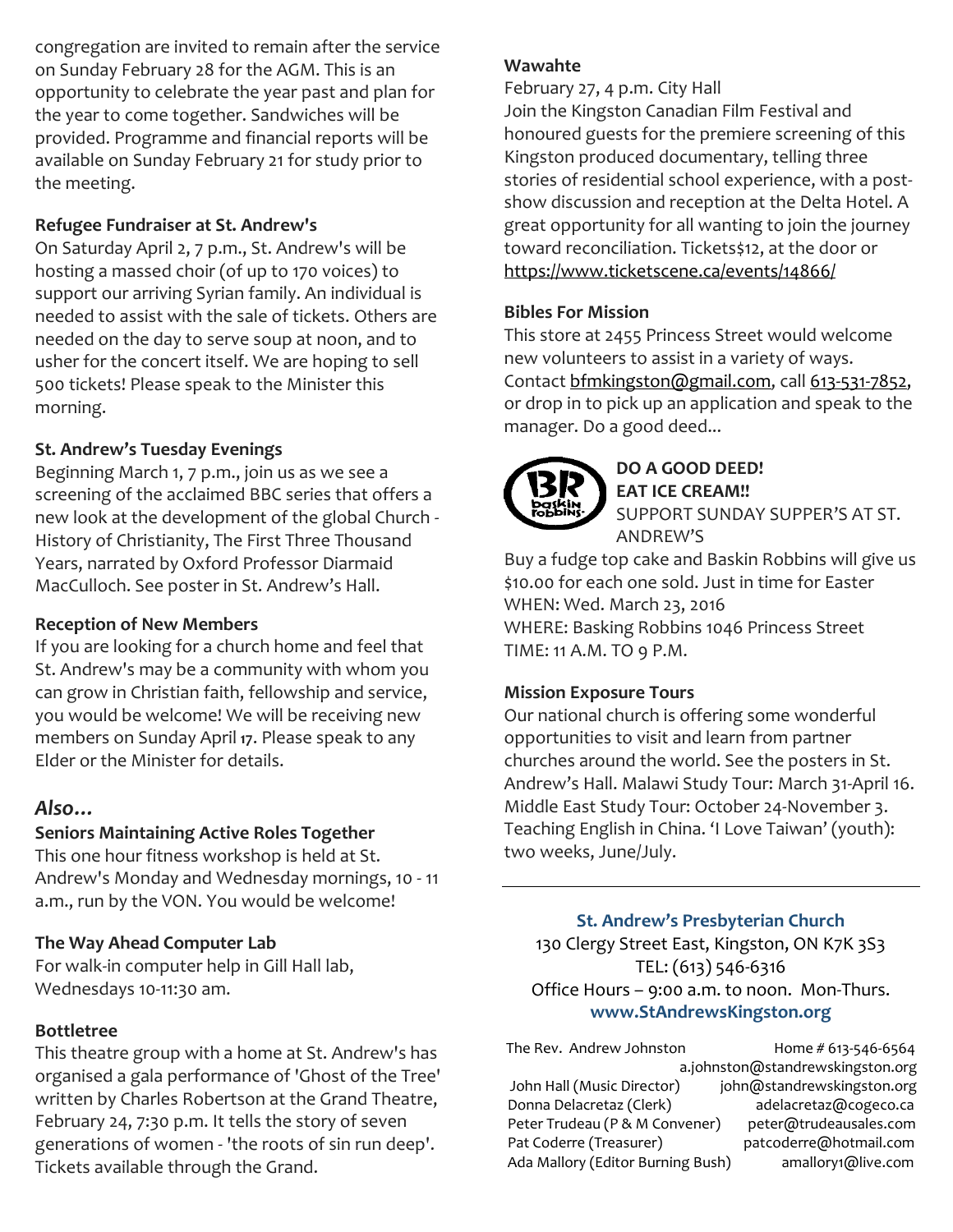congregation are invited to remain after the service on Sunday February 28 for the AGM. This is an opportunity to celebrate the year past and plan for the year to come together. Sandwiches will be provided. Programme and financial reports will be available on Sunday February 21 for study prior to the meeting.

**Refugee Fundraiser at St. Andrew's**

On Saturday April 2, 7 p.m., St. Andrew's will be hosting a massed choir (of up to 170 voices) to support our arriving Syrian family. An individual is needed to assist with the sale of tickets. Others are needed on the day to serve soup at noon, and to usher for the concert itself. We are hoping to sell 500 tickets! Please speak to the Minister this morning.

**St. Andrew's Tuesday Evenings**

Beginning March 1, 7 p.m., join us as we see a screening of the acclaimed BBC series that offers a new look at the development of the global Church - History of Christianity, The First Three Thousand Years, narrated by Oxford Professor Diarmaid MacCulloch. See poster in St. Andrew's Hall.

**Reception of New Members**

If you are looking for a church home and feel that St. Andrew's may be a community with whom you can grow in Christian faith, fellowship and service, you would be welcome! We will be receiving new members on Sunday April 17. Please speak to any Elder or the Minister for details.

## *Also…*

**Seniors Maintaining Active Roles Together**

This one hour fitness workshop is held at St. Andrew's Monday and Wednesday mornings, 10 - 11 a.m., run by the VON. You would be welcome!

**The Way Ahead Computer Lab**

For walk-in computer help in Gill Hall lab, Wednesdays 10-11:30 am.

**Bottletree**

This theatre group with a home at St. Andrew's has organised a gala performance of 'Ghost of the Tree' written by Charles Robertson at the Grand Theatre, February 24, 7:30 p.m. It tells the story of seven generations of women - 'the roots of sin run deep'. Tickets available through the Grand.

**Wawahte**

February 27, 4 p.m. City Hall
Join the Kingston Canadian Film Festival and honoured guests for the premiere screening of this Kingston produced documentary, telling three stories of residential school experience, with a post-show discussion and reception at the Delta Hotel. A great opportunity for all wanting to join the journey toward reconciliation. Tickets$12, at the door or https://www.ticketscene.ca/events/14866/

**Bibles For Mission**

This store at 2455 Princess Street would welcome new volunteers to assist in a variety of ways. Contact bfmkingston@gmail.com, call 613-531-7852, or drop in to pick up an application and speak to the manager. Do a good deed...

**DO A GOOD DEED!**
**EAT ICE CREAM!!**
SUPPORT SUNDAY SUPPER'S AT ST. ANDREW'S

Buy a fudge top cake and Baskin Robbins will give us $10.00 for each one sold. Just in time for Easter
WHEN: Wed. March 23, 2016
WHERE: Basking Robbins 1046 Princess Street
TIME: 11 A.M. TO 9 P.M.

**Mission Exposure Tours**

Our national church is offering some wonderful opportunities to visit and learn from partner churches around the world. See the posters in St. Andrew's Hall. Malawi Study Tour: March 31-April 16. Middle East Study Tour: October 24-November 3. Teaching English in China. 'I Love Taiwan' (youth): two weeks, June/July.

---

**St. Andrew's Presbyterian Church**
130 Clergy Street East, Kingston, ON K7K 3S3
TEL: (613) 546-6316
Office Hours – 9:00 a.m. to noon. Mon-Thurs.
**www.StAndrewsKingston.org**

| | |
|---|---|
| The Rev. Andrew Johnston | Home # 613-546-6564<br>a.johnston@standrewskingston.org |
| John Hall (Music Director) | john@standrewskingston.org |
| Donna Delacretaz (Clerk) | adelacretaz@cogeco.ca |
| Peter Trudeau (P & M Convener) | peter@trudeausales.com |
| Pat Coderre (Treasurer) | patcoderre@hotmail.com |
| Ada Mallory (Editor Burning Bush) | amallory1@live.com |